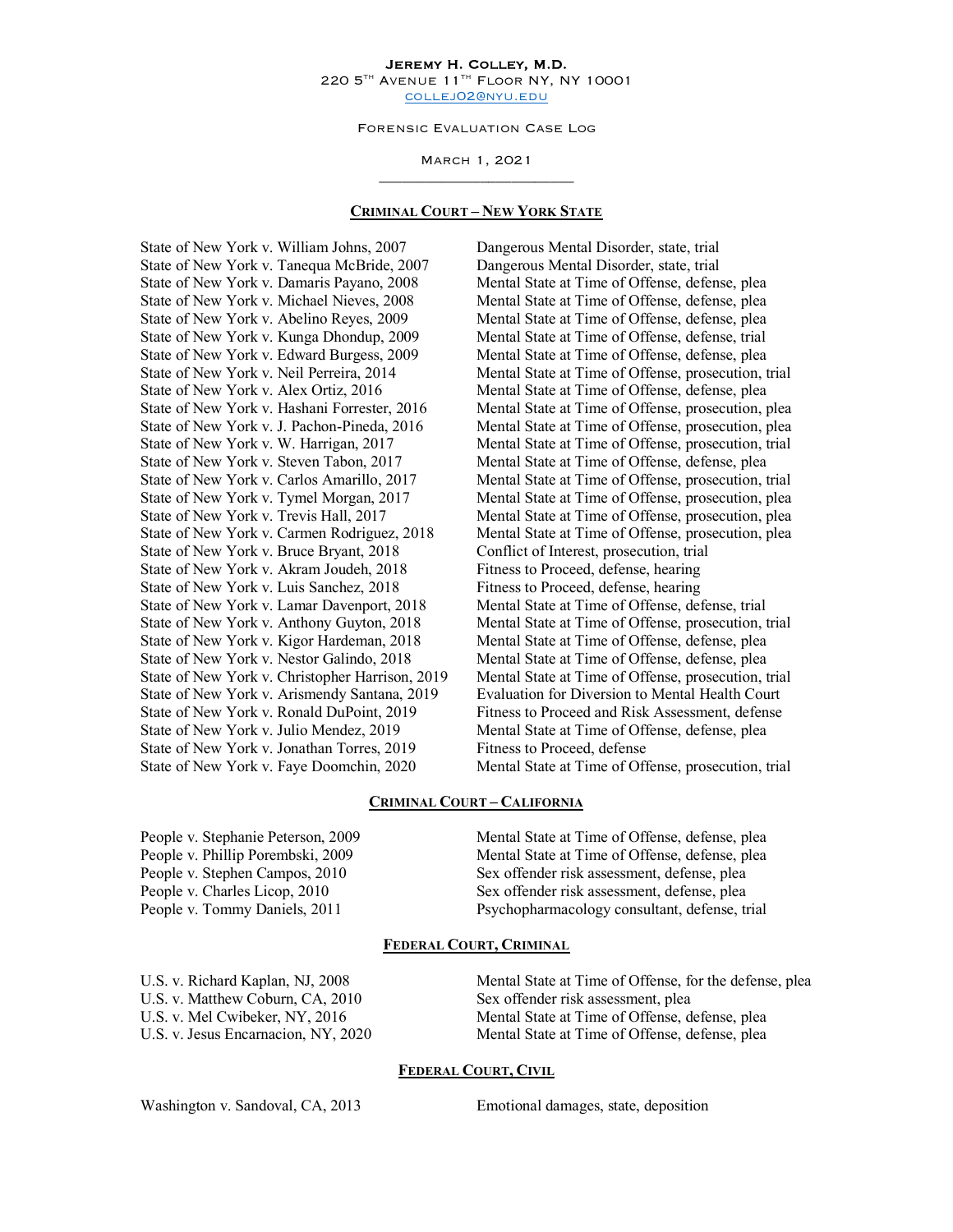**Jeremy H. Colley, M.D.**
220 5th Avenue 11th Floor NY, NY 10001
collej02@nyu.edu

Forensic Evaluation Case Log

March 1, 2021

---

## Criminal Court – New York State

| | |
|---|---|
| State of New York v. William Johns, 2007 | Dangerous Mental Disorder, state, trial |
| State of New York v. Tanequa McBride, 2007 | Dangerous Mental Disorder, state, trial |
| State of New York v. Damaris Payano, 2008 | Mental State at Time of Offense, defense, plea |
| State of New York v. Michael Nieves, 2008 | Mental State at Time of Offense, defense, plea |
| State of New York v. Abelino Reyes, 2009 | Mental State at Time of Offense, defense, plea |
| State of New York v. Kunga Dhondup, 2009 | Mental State at Time of Offense, defense, trial |
| State of New York v. Edward Burgess, 2009 | Mental State at Time of Offense, defense, plea |
| State of New York v. Neil Perreira, 2014 | Mental State at Time of Offense, prosecution, trial |
| State of New York v. Alex Ortiz, 2016 | Mental State at Time of Offense, defense, plea |
| State of New York v. Hashani Forrester, 2016 | Mental State at Time of Offense, prosecution, plea |
| State of New York v. J. Pachon-Pineda, 2016 | Mental State at Time of Offense, prosecution, plea |
| State of New York v. W. Harrigan, 2017 | Mental State at Time of Offense, prosecution, trial |
| State of New York v. Steven Tabon, 2017 | Mental State at Time of Offense, defense, plea |
| State of New York v. Carlos Amarillo, 2017 | Mental State at Time of Offense, prosecution, trial |
| State of New York v. Tymel Morgan, 2017 | Mental State at Time of Offense, prosecution, plea |
| State of New York v. Trevis Hall, 2017 | Mental State at Time of Offense, prosecution, plea |
| State of New York v. Carmen Rodriguez, 2018 | Mental State at Time of Offense, prosecution, plea |
| State of New York v. Bruce Bryant, 2018 | Conflict of Interest, prosecution, trial |
| State of New York v. Akram Joudeh, 2018 | Fitness to Proceed, defense, hearing |
| State of New York v. Luis Sanchez, 2018 | Fitness to Proceed, defense, hearing |
| State of New York v. Lamar Davenport, 2018 | Mental State at Time of Offense, defense, trial |
| State of New York v. Anthony Guyton, 2018 | Mental State at Time of Offense, prosecution, trial |
| State of New York v. Kigor Hardeman, 2018 | Mental State at Time of Offense, defense, plea |
| State of New York v. Nestor Galindo, 2018 | Mental State at Time of Offense, defense, plea |
| State of New York v. Christopher Harrison, 2019 | Mental State at Time of Offense, prosecution, trial |
| State of New York v. Arismendy Santana, 2019 | Evaluation for Diversion to Mental Health Court |
| State of New York v. Ronald DuPoint, 2019 | Fitness to Proceed and Risk Assessment, defense |
| State of New York v. Julio Mendez, 2019 | Mental State at Time of Offense, defense, plea |
| State of New York v. Jonathan Torres, 2019 | Fitness to Proceed, defense |
| State of New York v. Faye Doomchin, 2020 | Mental State at Time of Offense, prosecution, trial |

## Criminal Court – California

| | |
|---|---|
| People v. Stephanie Peterson, 2009 | Mental State at Time of Offense, defense, plea |
| People v. Phillip Porembski, 2009 | Mental State at Time of Offense, defense, plea |
| People v. Stephen Campos, 2010 | Sex offender risk assessment, defense, plea |
| People v. Charles Licop, 2010 | Sex offender risk assessment, defense, plea |
| People v. Tommy Daniels, 2011 | Psychopharmacology consultant, defense, trial |

## Federal Court, Criminal

| | |
|---|---|
| U.S. v. Richard Kaplan, NJ, 2008 | Mental State at Time of Offense, for the defense, plea |
| U.S. v. Matthew Coburn, CA, 2010 | Sex offender risk assessment, plea |
| U.S. v. Mel Cwibeker, NY, 2016 | Mental State at Time of Offense, defense, plea |
| U.S. v. Jesus Encarnacion, NY, 2020 | Mental State at Time of Offense, defense, plea |

## Federal Court, Civil

| | |
|---|---|
| Washington v. Sandoval, CA, 2013 | Emotional damages, state, deposition |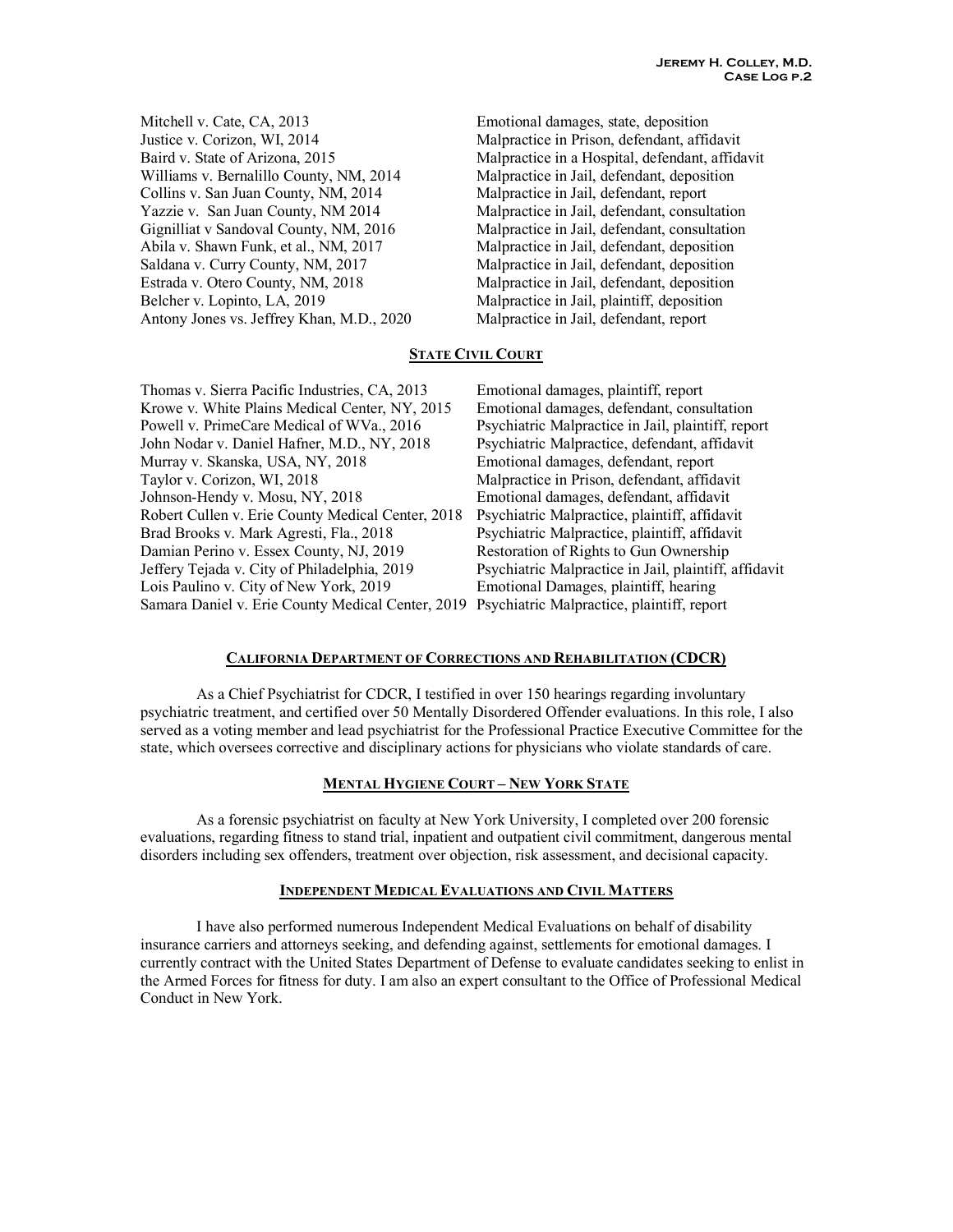| | |
|---|---|
| Mitchell v. Cate, CA, 2013 | Emotional damages, state, deposition |
| Justice v. Corizon, WI, 2014 | Malpractice in Prison, defendant, affidavit |
| Baird v. State of Arizona, 2015 | Malpractice in a Hospital, defendant, affidavit |
| Williams v. Bernalillo County, NM, 2014 | Malpractice in Jail, defendant, deposition |
| Collins v. San Juan County, NM, 2014 | Malpractice in Jail, defendant, report |
| Yazzie v. San Juan County, NM 2014 | Malpractice in Jail, defendant, consultation |
| Gignilliat v Sandoval County, NM, 2016 | Malpractice in Jail, defendant, consultation |
| Abila v. Shawn Funk, et al., NM, 2017 | Malpractice in Jail, defendant, deposition |
| Saldana v. Curry County, NM, 2017 | Malpractice in Jail, defendant, deposition |
| Estrada v. Otero County, NM, 2018 | Malpractice in Jail, defendant, deposition |
| Belcher v. Lopinto, LA, 2019 | Malpractice in Jail, plaintiff, deposition |
| Antony Jones vs. Jeffrey Khan, M.D., 2020 | Malpractice in Jail, defendant, report |

## STATE CIVIL COURT

| | |
|---|---|
| Thomas v. Sierra Pacific Industries, CA, 2013 | Emotional damages, plaintiff, report |
| Krowe v. White Plains Medical Center, NY, 2015 | Emotional damages, defendant, consultation |
| Powell v. PrimeCare Medical of WVa., 2016 | Psychiatric Malpractice in Jail, plaintiff, report |
| John Nodar v. Daniel Hafner, M.D., NY, 2018 | Psychiatric Malpractice, defendant, affidavit |
| Murray v. Skanska, USA, NY, 2018 | Emotional damages, defendant, report |
| Taylor v. Corizon, WI, 2018 | Malpractice in Prison, defendant, affidavit |
| Johnson-Hendy v. Mosu, NY, 2018 | Emotional damages, defendant, affidavit |
| Robert Cullen v. Erie County Medical Center, 2018 | Psychiatric Malpractice, plaintiff, affidavit |
| Brad Brooks v. Mark Agresti, Fla., 2018 | Psychiatric Malpractice, plaintiff, affidavit |
| Damian Perino v. Essex County, NJ, 2019 | Restoration of Rights to Gun Ownership |
| Jeffery Tejada v. City of Philadelphia, 2019 | Psychiatric Malpractice in Jail, plaintiff, affidavit |
| Lois Paulino v. City of New York, 2019 | Emotional Damages, plaintiff, hearing |
| Samara Daniel v. Erie County Medical Center, 2019 | Psychiatric Malpractice, plaintiff, report |

## CALIFORNIA DEPARTMENT OF CORRECTIONS AND REHABILITATION (CDCR)

As a Chief Psychiatrist for CDCR, I testified in over 150 hearings regarding involuntary psychiatric treatment, and certified over 50 Mentally Disordered Offender evaluations. In this role, I also served as a voting member and lead psychiatrist for the Professional Practice Executive Committee for the state, which oversees corrective and disciplinary actions for physicians who violate standards of care.

## MENTAL HYGIENE COURT – NEW YORK STATE

As a forensic psychiatrist on faculty at New York University, I completed over 200 forensic evaluations, regarding fitness to stand trial, inpatient and outpatient civil commitment, dangerous mental disorders including sex offenders, treatment over objection, risk assessment, and decisional capacity.

## INDEPENDENT MEDICAL EVALUATIONS AND CIVIL MATTERS

I have also performed numerous Independent Medical Evaluations on behalf of disability insurance carriers and attorneys seeking, and defending against, settlements for emotional damages. I currently contract with the United States Department of Defense to evaluate candidates seeking to enlist in the Armed Forces for fitness for duty. I am also an expert consultant to the Office of Professional Medical Conduct in New York.